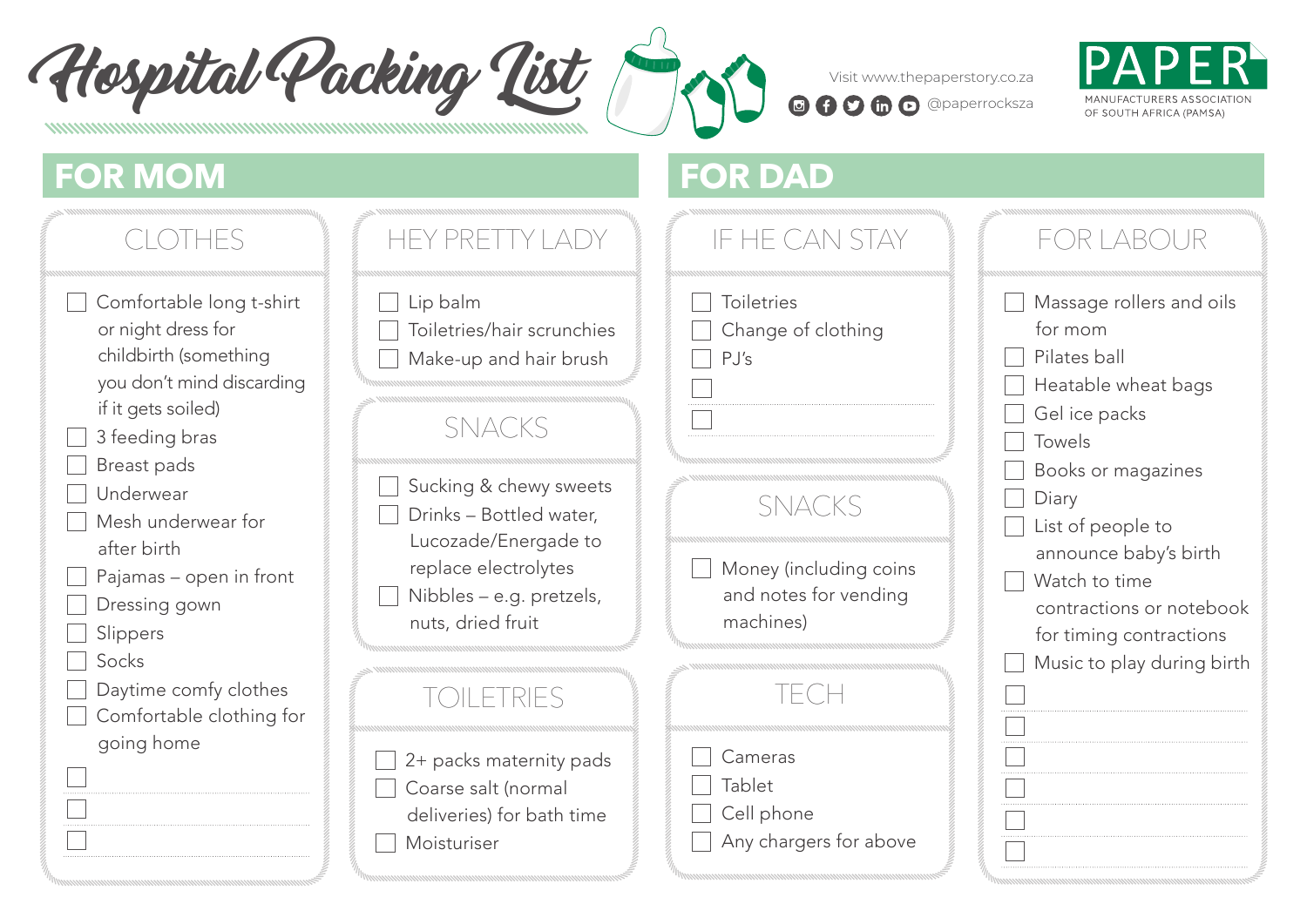# Hospital Packing List

Visit www.thepaperstory.co.za

@paperrocksza

PAPER

MANUFACTURERS ASSOCIATION OF SOUTH AFRICA (PAMSA)

## FOR MOM

### CLOTHES

- [ ] Comfortable long t-shirt or night dress for childbirth (something you don't mind discarding if it gets soiled)
- [ ] 3 feeding bras
- [ ] Breast pads
- [ ] Underwear
- [ ] Mesh underwear for after birth
- [ ] Pajamas – open in front
- [ ] Dressing gown
- [ ] Slippers
- [ ] Socks
- [ ] Daytime comfy clothes
- [ ] Comfortable clothing for going home
- [ ] 
- [ ] 
- [ ] 

### HEY PRETTY LADY

- [ ] Lip balm
- [ ] Toiletries/hair scrunchies
- [ ] Make-up and hair brush

### SNACKS

- [ ] Sucking & chewy sweets
- [ ] Drinks – Bottled water, Lucozade/Energade to replace electrolytes
- [ ] Nibbles – e.g. pretzels, nuts, dried fruit

### TOILETRIES

- [ ] 2+ packs maternity pads
- [ ] Coarse salt (normal deliveries) for bath time
- [ ] Moisturiser

## FOR DAD

### IF HE CAN STAY

- [ ] Toiletries
- [ ] Change of clothing
- [ ] PJ's
- [ ] 
- [ ] 

### SNACKS

- [ ] Money (including coins and notes for vending machines)

### TECH

- [ ] Cameras
- [ ] Tablet
- [ ] Cell phone
- [ ] Any chargers for above

### FOR LABOUR

- [ ] Massage rollers and oils for mom
- [ ] Pilates ball
- [ ] Heatable wheat bags
- [ ] Gel ice packs
- [ ] Towels
- [ ] Books or magazines
- [ ] Diary
- [ ] List of people to announce baby's birth
- [ ] Watch to time contractions or notebook for timing contractions
- [ ] Music to play during birth
- [ ] 
- [ ] 
- [ ] 
- [ ] 
- [ ] 
- [ ]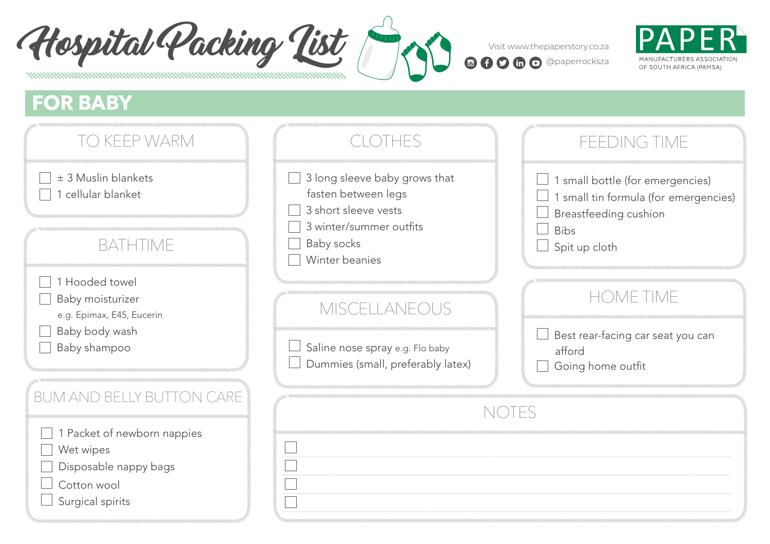# Hospital Packing List

Visit www.thepaperstory.co.za

@paperrocksza

PAPER
MANUFACTURERS ASSOCIATION OF SOUTH AFRICA (PAMSA)

## FOR BABY

### TO KEEP WARM

- [ ] ± 3 Muslin blankets
- [ ] 1 cellular blanket

### BATHTIME

- [ ] 1 Hooded towel
- [ ] Baby moisturizer e.g. Epimax, E45, Eucerin
- [ ] Baby body wash
- [ ] Baby shampoo

### BUM AND BELLY BUTTON CARE

- [ ] 1 Packet of newborn nappies
- [ ] Wet wipes
- [ ] Disposable nappy bags
- [ ] Cotton wool
- [ ] Surgical spirits

### CLOTHES

- [ ] 3 long sleeve baby grows that fasten between legs
- [ ] 3 short sleeve vests
- [ ] 3 winter/summer outfits
- [ ] Baby socks
- [ ] Winter beanies

### MISCELLANEOUS

- [ ] Saline nose spray e.g. Flo baby
- [ ] Dummies (small, preferably latex)

### FEEDING TIME

- [ ] 1 small bottle (for emergencies)
- [ ] 1 small tin formula (for emergencies)
- [ ] Breastfeeding cushion
- [ ] Bibs
- [ ] Spit up cloth

### HOME TIME

- [ ] Best rear-facing car seat you can afford
- [ ] Going home outfit

### NOTES

- [ ] 
- [ ] 
- [ ] 
- [ ]